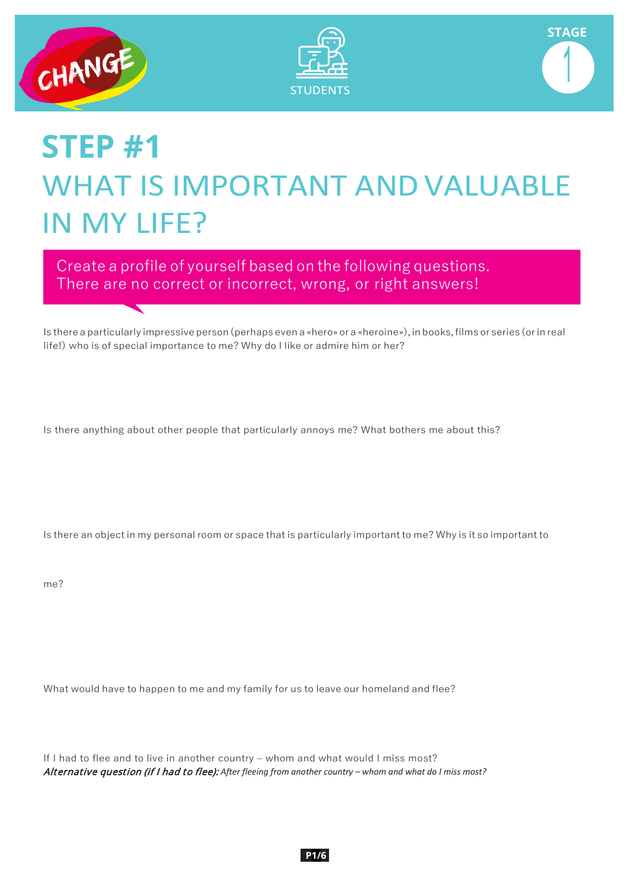CHANGE

STUDENTS

STAGE 1

# STEP #1

## WHAT IS IMPORTANT AND VALUABLE IN MY LIFE?

Create a profile of yourself based on the following questions.
There are no correct or incorrect, wrong, or right answers!

Is there a particularly impressive person (perhaps even a «hero» or a «heroine»), in books, films or series (or in real life!) who is of special importance to me? Why do I like or admire him or her?

Is there anything about other people that particularly annoys me? What bothers me about this?

Is there an object in my personal room or space that is particularly important to me? Why is it so important to me?

What would have to happen to me and my family for us to leave our homeland and flee?

If I had to flee and to live in another country – whom and what would I miss most?
***Alternative question (if I had to flee):*** *After fleeing from another country – whom and what do I miss most?*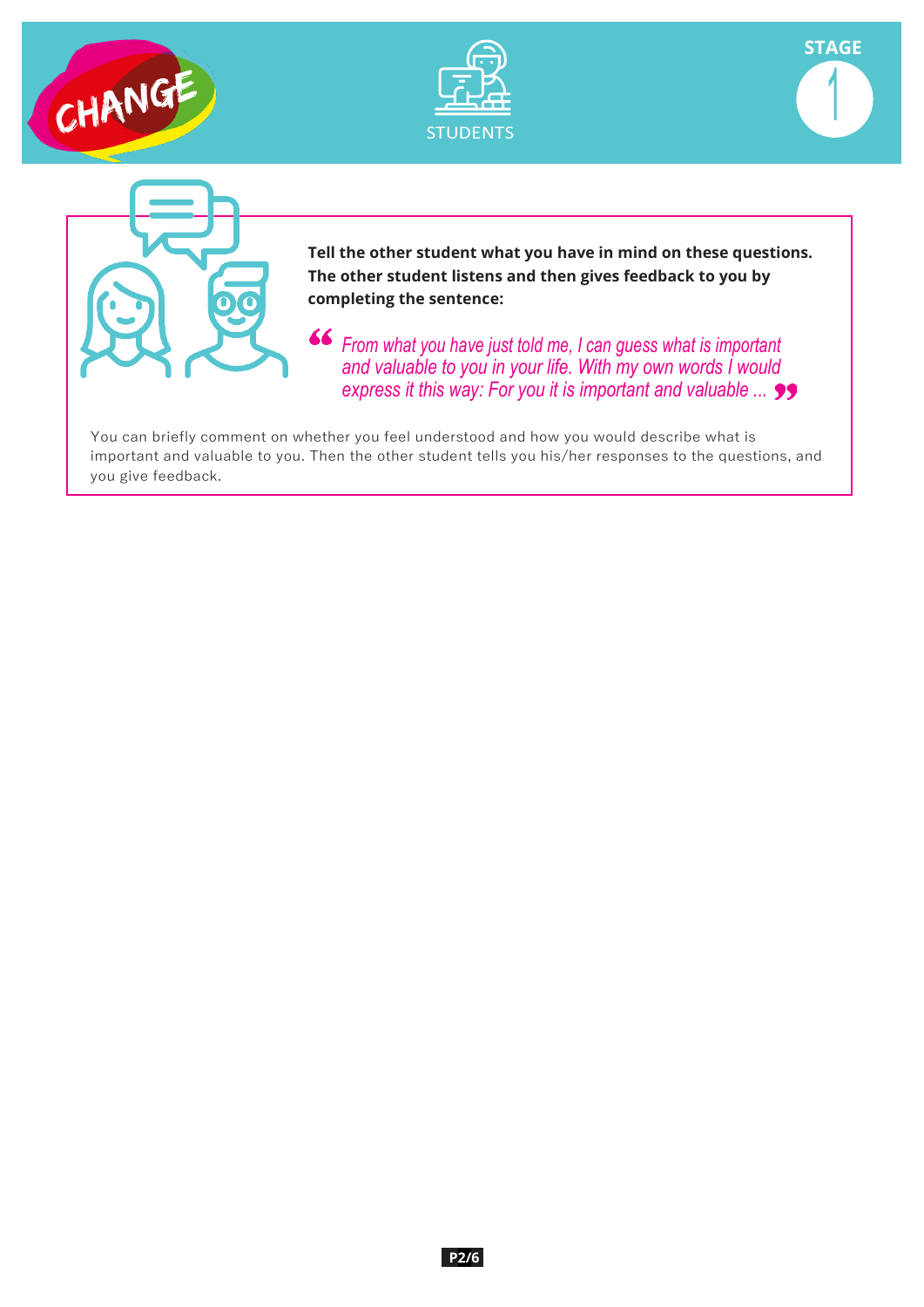**Tell the other student what you have in mind on these questions. The other student listens and then gives feedback to you by completing the sentence:**

> *"From what you have just told me, I can guess what is important and valuable to you in your life. With my own words I would express it this way: For you it is important and valuable ..."*

You can briefly comment on whether you feel understood and how you would describe what is important and valuable to you. Then the other student tells you his/her responses to the questions, and you give feedback.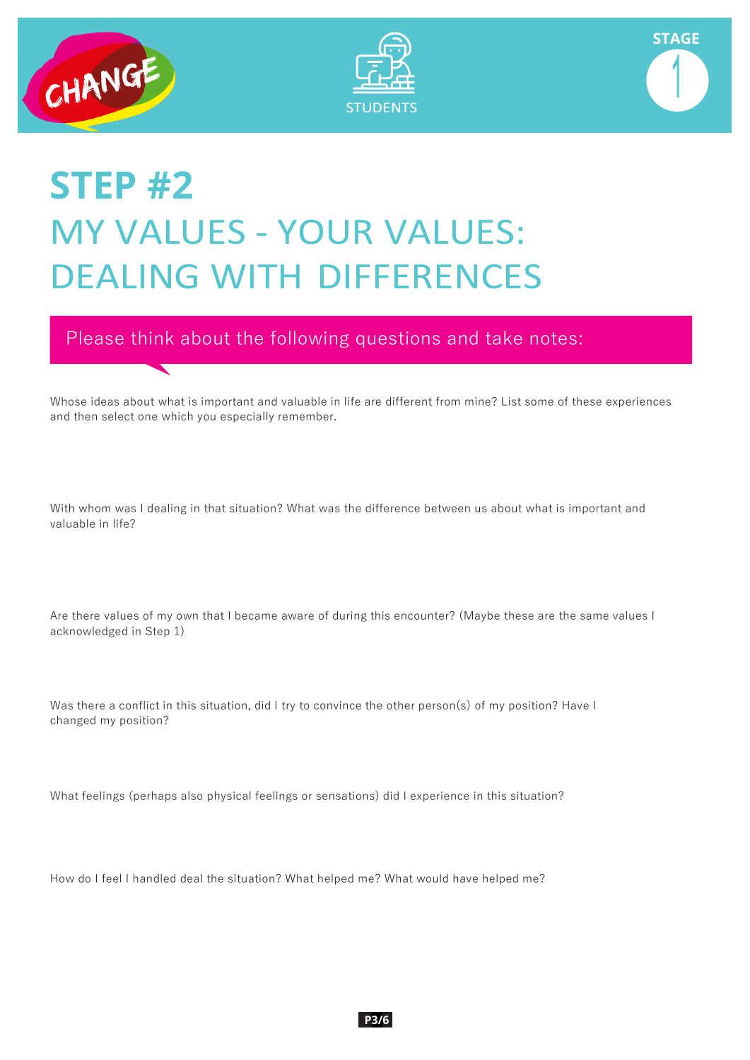CHANGE

STUDENTS

STAGE 1

# STEP #2

## MY VALUES - YOUR VALUES: DEALING WITH DIFFERENCES

Please think about the following questions and take notes:

Whose ideas about what is important and valuable in life are different from mine? List some of these experiences and then select one which you especially remember.

With whom was I dealing in that situation? What was the difference between us about what is important and valuable in life?

Are there values of my own that I became aware of during this encounter? (Maybe these are the same values I acknowledged in Step 1)

Was there a conflict in this situation, did I try to convince the other person(s) of my position? Have I changed my position?

What feelings (perhaps also physical feelings or sensations) did I experience in this situation?

How do I feel I handled deal the situation? What helped me? What would have helped me?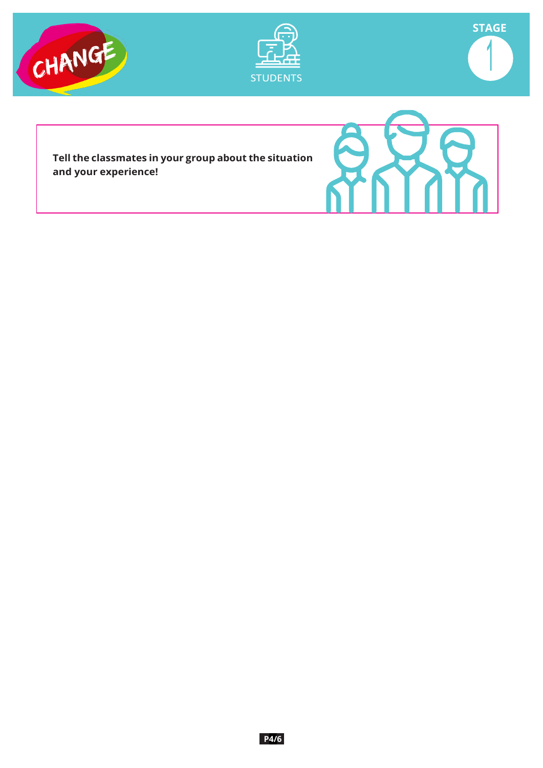**Tell the classmates in your group about the situation and your experience!**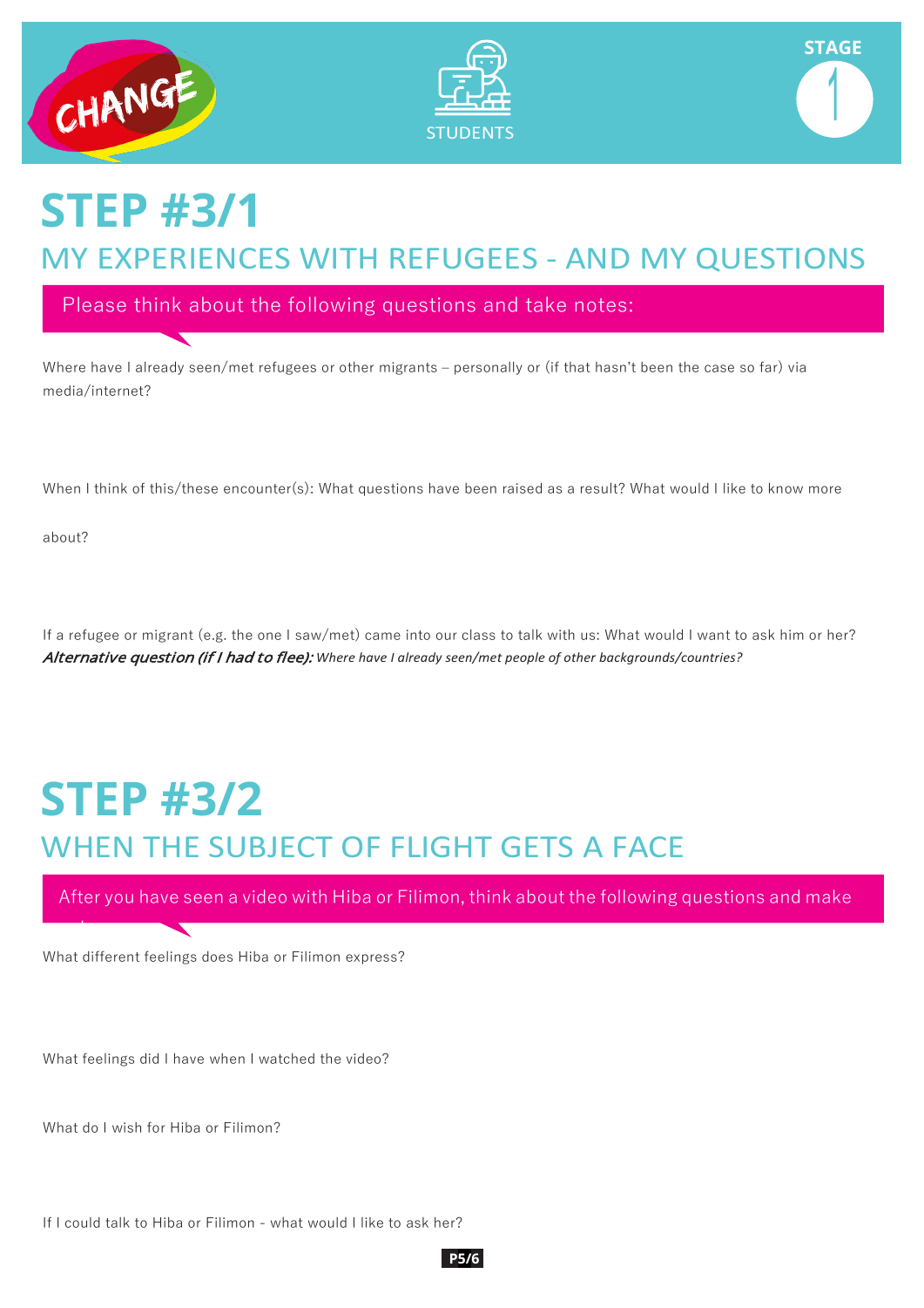CHANGE

STUDENTS

STAGE 1

# STEP #3/1

## MY EXPERIENCES WITH REFUGEES - AND MY QUESTIONS

Please think about the following questions and take notes:

Where have I already seen/met refugees or other migrants – personally or (if that hasn't been the case so far) via media/internet?

When I think of this/these encounter(s): What questions have been raised as a result? What would I like to know more about?

If a refugee or migrant (e.g. the one I saw/met) came into our class to talk with us: What would I want to ask him or her?
***Alternative question (if I had to flee):*** *Where have I already seen/met people of other backgrounds/countries?*

# STEP #3/2

## WHEN THE SUBJECT OF FLIGHT GETS A FACE

After you have seen a video with Hiba or Filimon, think about the following questions and make

What different feelings does Hiba or Filimon express?

What feelings did I have when I watched the video?

What do I wish for Hiba or Filimon?

If I could talk to Hiba or Filimon - what would I like to ask her?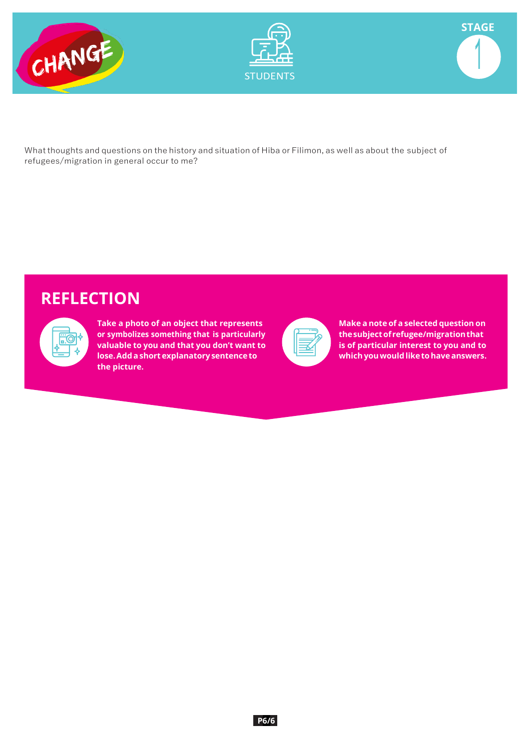What thoughts and questions on the history and situation of Hiba or Filimon, as well as about the subject of refugees/migration in general occur to me?

## REFLECTION

**Take a photo of an object that represents or symbolizes something that is particularly valuable to you and that you don't want to lose. Add a short explanatory sentence to the picture.**

**Make a note of a selected question on the subject of refugee/migration that is of particular interest to you and to which you would like to have answers.**